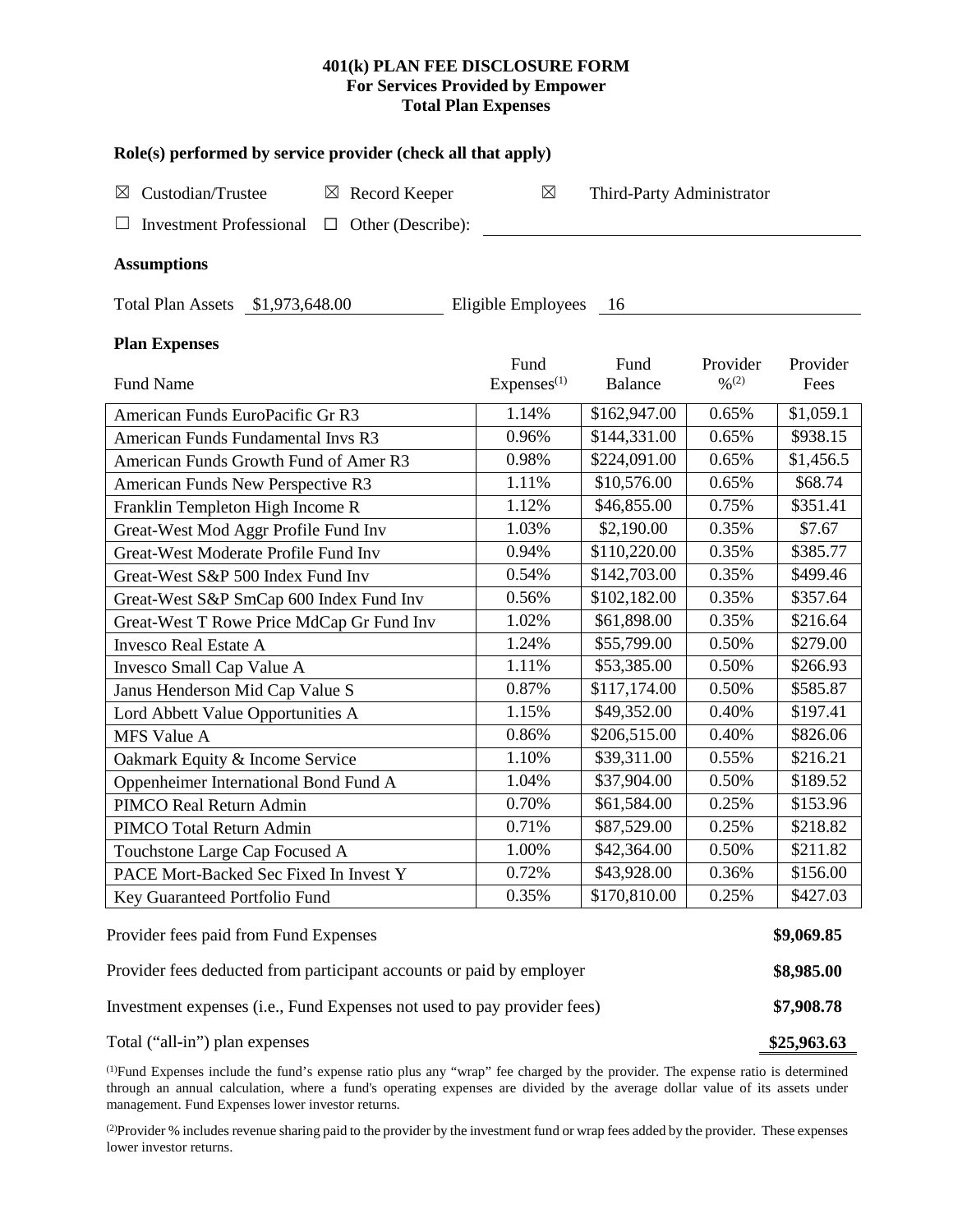# 401(k) PLAN FEE DISCLOSURE FORM
## For Services Provided by Empower
## Total Plan Expenses

**Role(s) performed by service provider (check all that apply)**

☒ Custodian/Trustee ☒ Record Keeper ☒ Third-Party Administrator

☐ Investment Professional ☐ Other (Describe):

**Assumptions**

Total Plan Assets $1,973,648.00 Eligible Employees 16

**Plan Expenses**

| Fund Name | Fund Expenses[1] | Fund Balance | Provider %[2] | Provider Fees |
|---|---|---|---|---|
| American Funds EuroPacific Gr R3 | 1.14% | $162,947.00 | 0.65% | $1,059.1 |
| American Funds Fundamental Invs R3 | 0.96% | $144,331.00 | 0.65% | $938.15 |
| American Funds Growth Fund of Amer R3 | 0.98% | $224,091.00 | 0.65% | $1,456.5 |
| American Funds New Perspective R3 | 1.11% | $10,576.00 | 0.65% | $68.74 |
| Franklin Templeton High Income R | 1.12% | $46,855.00 | 0.75% | $351.41 |
| Great-West Mod Aggr Profile Fund Inv | 1.03% | $2,190.00 | 0.35% | $7.67 |
| Great-West Moderate Profile Fund Inv | 0.94% | $110,220.00 | 0.35% | $385.77 |
| Great-West S&P 500 Index Fund Inv | 0.54% | $142,703.00 | 0.35% | $499.46 |
| Great-West S&P SmCap 600 Index Fund Inv | 0.56% | $102,182.00 | 0.35% | $357.64 |
| Great-West T Rowe Price MdCap Gr Fund Inv | 1.02% | $61,898.00 | 0.35% | $216.64 |
| Invesco Real Estate A | 1.24% | $55,799.00 | 0.50% | $279.00 |
| Invesco Small Cap Value A | 1.11% | $53,385.00 | 0.50% | $266.93 |
| Janus Henderson Mid Cap Value S | 0.87% | $117,174.00 | 0.50% | $585.87 |
| Lord Abbett Value Opportunities A | 1.15% | $49,352.00 | 0.40% | $197.41 |
| MFS Value A | 0.86% | $206,515.00 | 0.40% | $826.06 |
| Oakmark Equity & Income Service | 1.10% | $39,311.00 | 0.55% | $216.21 |
| Oppenheimer International Bond Fund A | 1.04% | $37,904.00 | 0.50% | $189.52 |
| PIMCO Real Return Admin | 0.70% | $61,584.00 | 0.25% | $153.96 |
| PIMCO Total Return Admin | 0.71% | $87,529.00 | 0.25% | $218.82 |
| Touchstone Large Cap Focused A | 1.00% | $42,364.00 | 0.50% | $211.82 |
| PACE Mort-Backed Sec Fixed In Invest Y | 0.72% | $43,928.00 | 0.36% | $156.00 |
| Key Guaranteed Portfolio Fund | 0.35% | $170,810.00 | 0.25% | $427.03 |

| | |
|---|---|
| Provider fees paid from Fund Expenses | **$9,069.85** |
| Provider fees deducted from participant accounts or paid by employer | **$8,985.00** |
| Investment expenses (i.e., Fund Expenses not used to pay provider fees) | **$7,908.78** |
| Total ("all-in") plan expenses | **$25,963.63** |

[1]Fund Expenses include the fund's expense ratio plus any "wrap" fee charged by the provider. The expense ratio is determined through an annual calculation, where a fund's operating expenses are divided by the average dollar value of its assets under management. Fund Expenses lower investor returns.

[2]Provider % includes revenue sharing paid to the provider by the investment fund or wrap fees added by the provider. These expenses lower investor returns.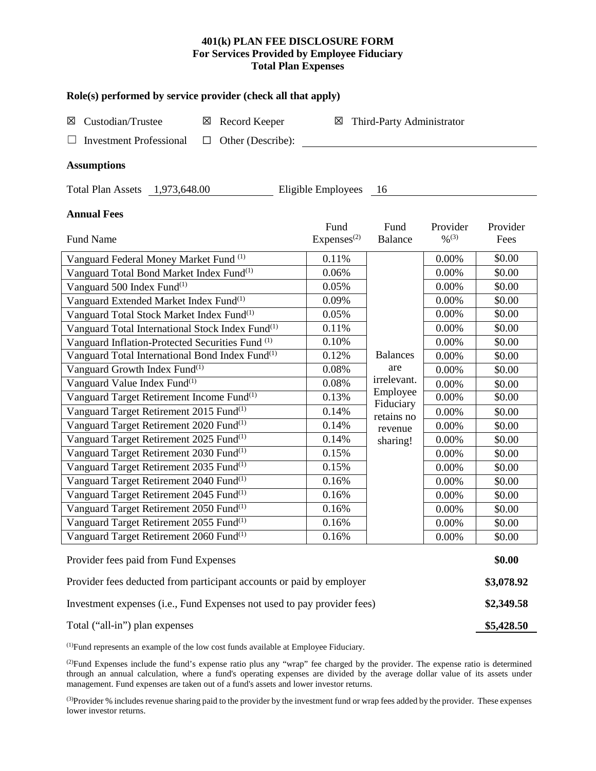**401(k) PLAN FEE DISCLOSURE FORM**
**For Services Provided by Employee Fiduciary**
**Total Plan Expenses**

### Role(s) performed by service provider (check all that apply)

☒ Custodian/Trustee ☒ Record Keeper ☒ Third-Party Administrator

☐ Investment Professional ☐ Other (Describe): ______

### Assumptions

Total Plan Assets 1,973,648.00 Eligible Employees 16

### Annual Fees

| Fund Name | Fund Expenses[2] | Fund Balance | Provider %[3] | Provider Fees |
|---|---|---|---|---|
| Vanguard Federal Money Market Fund [1] | 0.11% | Balances are irrelevant. Employee Fiduciary retains no revenue sharing! | 0.00% | $0.00 |
| Vanguard Total Bond Market Index Fund[1] | 0.06% | | 0.00% | $0.00 |
| Vanguard 500 Index Fund[1] | 0.05% | | 0.00% | $0.00 |
| Vanguard Extended Market Index Fund[1] | 0.09% | | 0.00% | $0.00 |
| Vanguard Total Stock Market Index Fund[1] | 0.05% | | 0.00% | $0.00 |
| Vanguard Total International Stock Index Fund[1] | 0.11% | | 0.00% | $0.00 |
| Vanguard Inflation-Protected Securities Fund [1] | 0.10% | | 0.00% | $0.00 |
| Vanguard Total International Bond Index Fund[1] | 0.12% | | 0.00% | $0.00 |
| Vanguard Growth Index Fund[1] | 0.08% | | 0.00% | $0.00 |
| Vanguard Value Index Fund[1] | 0.08% | | 0.00% | $0.00 |
| Vanguard Target Retirement Income Fund[1] | 0.13% | | 0.00% | $0.00 |
| Vanguard Target Retirement 2015 Fund[1] | 0.14% | | 0.00% | $0.00 |
| Vanguard Target Retirement 2020 Fund[1] | 0.14% | | 0.00% | $0.00 |
| Vanguard Target Retirement 2025 Fund[1] | 0.14% | | 0.00% | $0.00 |
| Vanguard Target Retirement 2030 Fund[1] | 0.15% | | 0.00% | $0.00 |
| Vanguard Target Retirement 2035 Fund[1] | 0.15% | | 0.00% | $0.00 |
| Vanguard Target Retirement 2040 Fund[1] | 0.16% | | 0.00% | $0.00 |
| Vanguard Target Retirement 2045 Fund[1] | 0.16% | | 0.00% | $0.00 |
| Vanguard Target Retirement 2050 Fund[1] | 0.16% | | 0.00% | $0.00 |
| Vanguard Target Retirement 2055 Fund[1] | 0.16% | | 0.00% | $0.00 |
| Vanguard Target Retirement 2060 Fund[1] | 0.16% | | 0.00% | $0.00 |

| | |
|---|---|
| Provider fees paid from Fund Expenses | **$0.00** |
| Provider fees deducted from participant accounts or paid by employer | **$3,078.92** |
| Investment expenses (i.e., Fund Expenses not used to pay provider fees) | **$2,349.58** |
| Total ("all-in") plan expenses | **$5,428.50** |

[1]Fund represents an example of the low cost funds available at Employee Fiduciary.

[2]Fund Expenses include the fund's expense ratio plus any "wrap" fee charged by the provider. The expense ratio is determined through an annual calculation, where a fund's operating expenses are divided by the average dollar value of its assets under management. Fund expenses are taken out of a fund's assets and lower investor returns.

[3]Provider % includes revenue sharing paid to the provider by the investment fund or wrap fees added by the provider. These expenses lower investor returns.